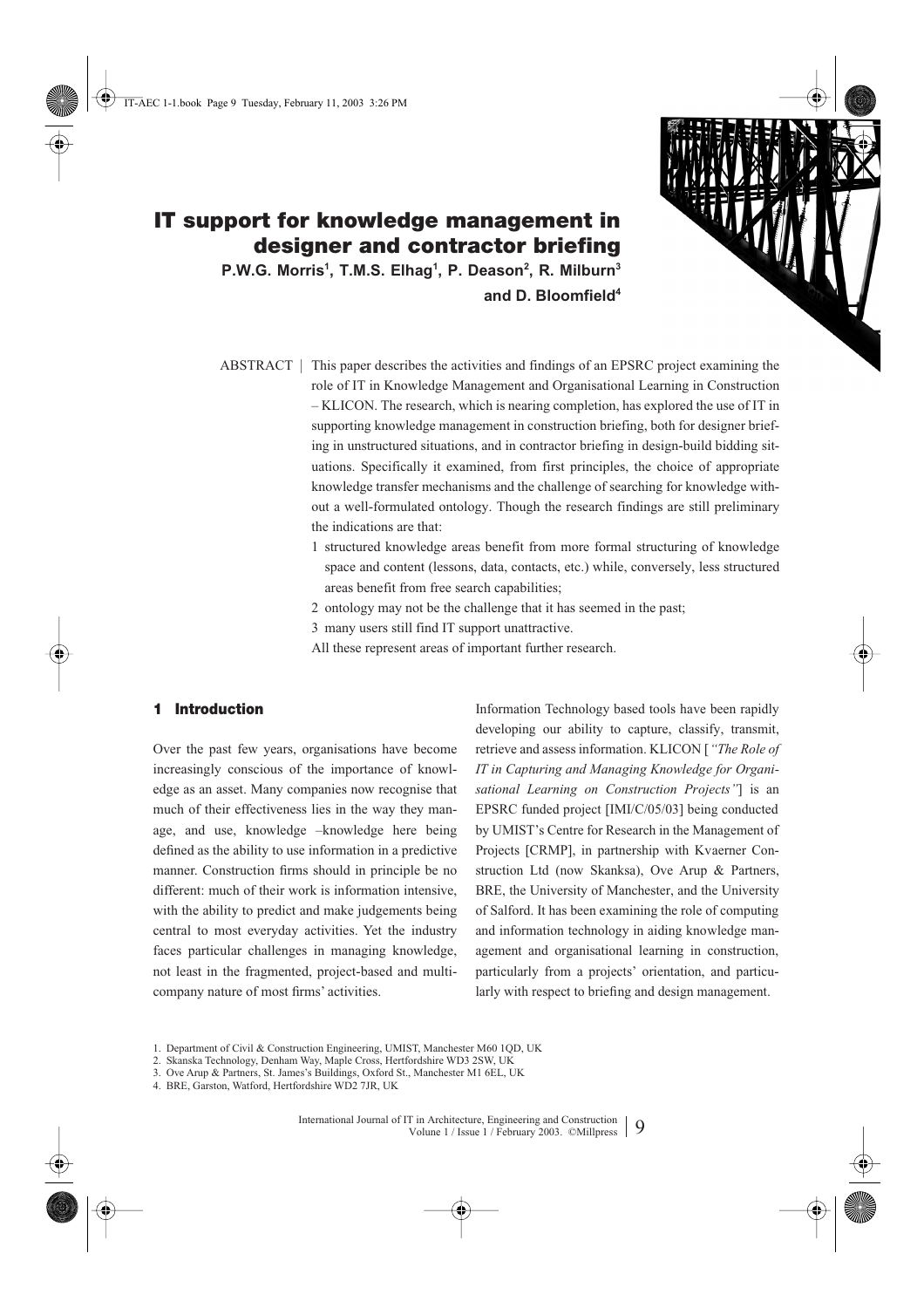# IT support for knowledge management in designer and contractor briefing

**P.W.G. Morris[1], T.M.S. Elhag[1], P. Deason[2], R. Milburn[3] and D. Bloomfield[4]**

ABSTRACT | This paper describes the activities and findings of an EPSRC project examining the role of IT in Knowledge Management and Organisational Learning in Construction – KLICON. The research, which is nearing completion, has explored the use of IT in supporting knowledge management in construction briefing, both for designer briefing in unstructured situations, and in contractor briefing in design-build bidding situations. Specifically it examined, from first principles, the choice of appropriate knowledge transfer mechanisms and the challenge of searching for knowledge without a well-formulated ontology. Though the research findings are still preliminary the indications are that:

1 structured knowledge areas benefit from more formal structuring of knowledge space and content (lessons, data, contacts, etc.) while, conversely, less structured areas benefit from free search capabilities;
2 ontology may not be the challenge that it has seemed in the past;
3 many users still find IT support unattractive.

All these represent areas of important further research.

## 1 Introduction

Over the past few years, organisations have become increasingly conscious of the importance of knowledge as an asset. Many companies now recognise that much of their effectiveness lies in the way they manage, and use, knowledge –knowledge here being defined as the ability to use information in a predictive manner. Construction firms should in principle be no different: much of their work is information intensive, with the ability to predict and make judgements being central to most everyday activities. Yet the industry faces particular challenges in managing knowledge, not least in the fragmented, project-based and multi-company nature of most firms' activities.

Information Technology based tools have been rapidly developing our ability to capture, classify, transmit, retrieve and assess information. KLICON [*"The Role of IT in Capturing and Managing Knowledge for Organisational Learning on Construction Projects"*] is an EPSRC funded project [IMI/C/05/03] being conducted by UMIST's Centre for Research in the Management of Projects [CRMP], in partnership with Kvaerner Construction Ltd (now Skanksa), Ove Arup & Partners, BRE, the University of Manchester, and the University of Salford. It has been examining the role of computing and information technology in aiding knowledge management and organisational learning in construction, particularly from a projects' orientation, and particularly with respect to briefing and design management.

1. Department of Civil & Construction Engineering, UMIST, Manchester M60 1QD, UK
2. Skanska Technology, Denham Way, Maple Cross, Hertfordshire WD3 2SW, UK
3. Ove Arup & Partners, St. James's Buildings, Oxford St., Manchester M1 6EL, UK
4. BRE, Garston, Watford, Hertfordshire WD2 7JR, UK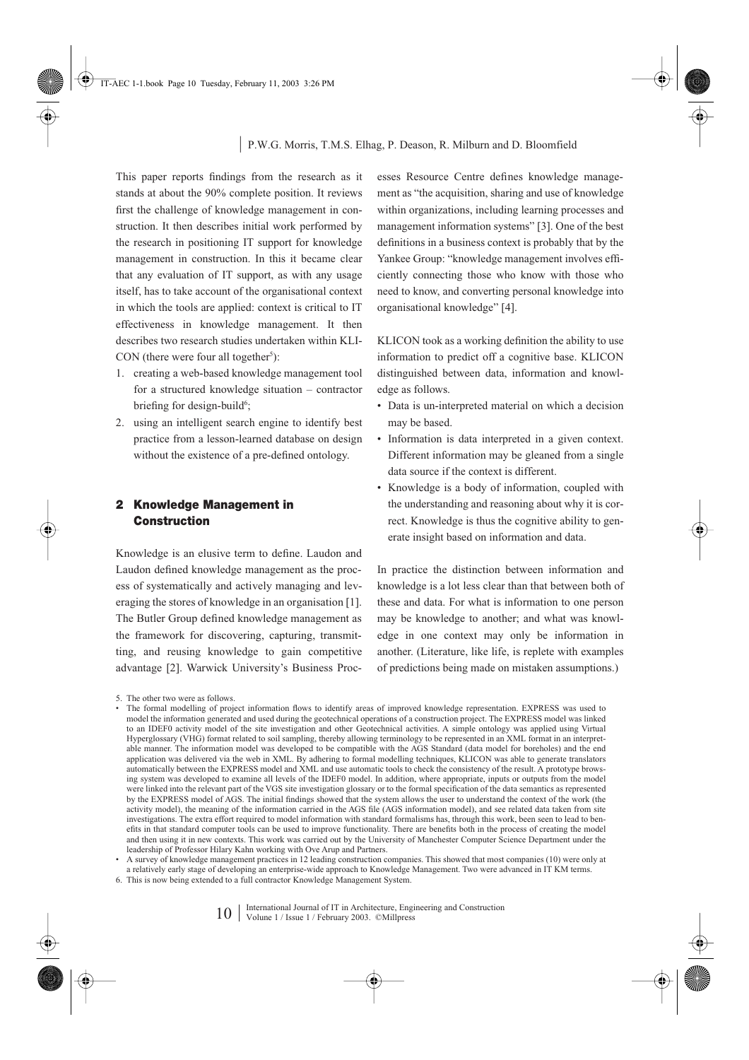This paper reports findings from the research as it stands at about the 90% complete position. It reviews first the challenge of knowledge management in construction. It then describes initial work performed by the research in positioning IT support for knowledge management in construction. In this it became clear that any evaluation of IT support, as with any usage itself, has to take account of the organisational context in which the tools are applied: context is critical to IT effectiveness in knowledge management. It then describes two research studies undertaken within KLICON (there were four all together[5]):

1. creating a web-based knowledge management tool for a structured knowledge situation – contractor briefing for design-build[6];
2. using an intelligent search engine to identify best practice from a lesson-learned database on design without the existence of a pre-defined ontology.

## 2 Knowledge Management in Construction

Knowledge is an elusive term to define. Laudon and Laudon defined knowledge management as the process of systematically and actively managing and leveraging the stores of knowledge in an organisation [1]. The Butler Group defined knowledge management as the framework for discovering, capturing, transmitting, and reusing knowledge to gain competitive advantage [2]. Warwick University's Business Processes Resource Centre defines knowledge management as "the acquisition, sharing and use of knowledge within organizations, including learning processes and management information systems" [3]. One of the best definitions in a business context is probably that by the Yankee Group: "knowledge management involves efficiently connecting those who know with those who need to know, and converting personal knowledge into organisational knowledge" [4].

KLICON took as a working definition the ability to use information to predict off a cognitive base. KLICON distinguished between data, information and knowledge as follows.

- Data is un-interpreted material on which a decision may be based.
- Information is data interpreted in a given context. Different information may be gleaned from a single data source if the context is different.
- Knowledge is a body of information, coupled with the understanding and reasoning about why it is correct. Knowledge is thus the cognitive ability to generate insight based on information and data.

In practice the distinction between information and knowledge is a lot less clear than that between both of these and data. For what is information to one person may be knowledge to another; and what was knowledge in one context may only be information in another. (Literature, like life, is replete with examples of predictions being made on mistaken assumptions.)

5. The other two were as follows.
- The formal modelling of project information flows to identify areas of improved knowledge representation. EXPRESS was used to model the information generated and used during the geotechnical operations of a construction project. The EXPRESS model was linked to an IDEF0 activity model of the site investigation and other Geotechnical activities. A simple ontology was applied using Virtual Hyperglossary (VHG) format related to soil sampling, thereby allowing terminology to be represented in an XML format in an interpretable manner. The information model was developed to be compatible with the AGS Standard (data model for boreholes) and the end application was delivered via the web in XML. By adhering to formal modelling techniques, KLICON was able to generate translators automatically between the EXPRESS model and XML and use automatic tools to check the consistency of the result. A prototype browsing system was developed to examine all levels of the IDEF0 model. In addition, where appropriate, inputs or outputs from the model were linked into the relevant part of the VGS site investigation glossary or to the formal specification of the data semantics as represented by the EXPRESS model of AGS. The initial findings showed that the system allows the user to understand the context of the work (the activity model), the meaning of the information carried in the AGS file (AGS information model), and see related data taken from site investigations. The extra effort required to model information with standard formalisms has, through this work, been seen to lead to benefits in that standard computer tools can be used to improve functionality. There are benefits both in the process of creating the model and then using it in new contexts. This work was carried out by the University of Manchester Computer Science Department under the leadership of Professor Hilary Kahn working with Ove Arup and Partners.
- A survey of knowledge management practices in 12 leading construction companies. This showed that most companies (10) were only at a relatively early stage of developing an enterprise-wide approach to Knowledge Management. Two were advanced in IT KM terms.

6. This is now being extended to a full contractor Knowledge Management System.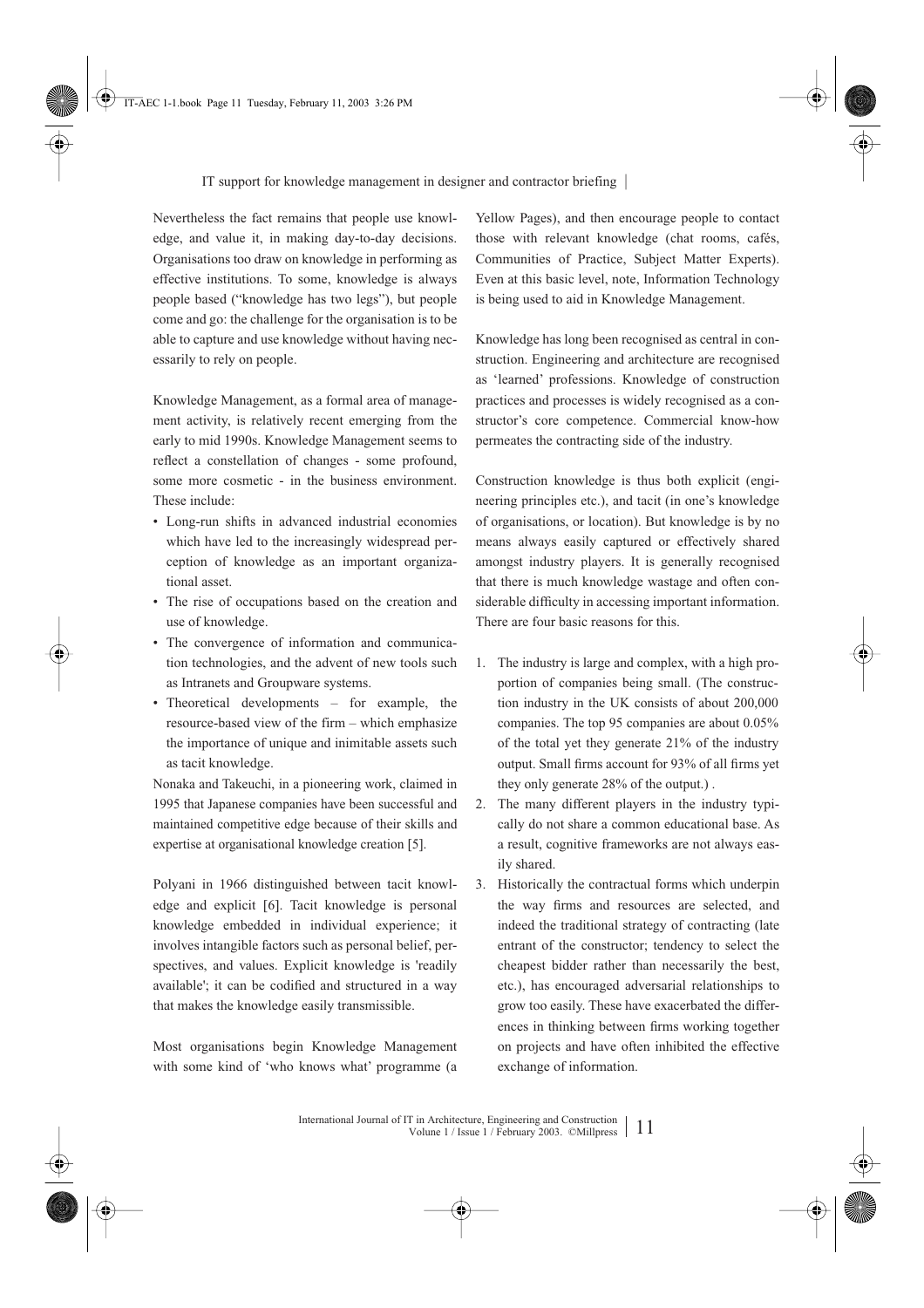Nevertheless the fact remains that people use knowledge, and value it, in making day-to-day decisions. Organisations too draw on knowledge in performing as effective institutions. To some, knowledge is always people based ("knowledge has two legs"), but people come and go: the challenge for the organisation is to be able to capture and use knowledge without having necessarily to rely on people.

Knowledge Management, as a formal area of management activity, is relatively recent emerging from the early to mid 1990s. Knowledge Management seems to reflect a constellation of changes - some profound, some more cosmetic - in the business environment. These include:

- Long-run shifts in advanced industrial economies which have led to the increasingly widespread perception of knowledge as an important organizational asset.
- The rise of occupations based on the creation and use of knowledge.
- The convergence of information and communication technologies, and the advent of new tools such as Intranets and Groupware systems.
- Theoretical developments – for example, the resource-based view of the firm – which emphasize the importance of unique and inimitable assets such as tacit knowledge.

Nonaka and Takeuchi, in a pioneering work, claimed in 1995 that Japanese companies have been successful and maintained competitive edge because of their skills and expertise at organisational knowledge creation [5].

Polyani in 1966 distinguished between tacit knowledge and explicit [6]. Tacit knowledge is personal knowledge embedded in individual experience; it involves intangible factors such as personal belief, perspectives, and values. Explicit knowledge is 'readily available'; it can be codified and structured in a way that makes the knowledge easily transmissible.

Most organisations begin Knowledge Management with some kind of 'who knows what' programme (a Yellow Pages), and then encourage people to contact those with relevant knowledge (chat rooms, cafés, Communities of Practice, Subject Matter Experts). Even at this basic level, note, Information Technology is being used to aid in Knowledge Management.

Knowledge has long been recognised as central in construction. Engineering and architecture are recognised as 'learned' professions. Knowledge of construction practices and processes is widely recognised as a constructor's core competence. Commercial know-how permeates the contracting side of the industry.

Construction knowledge is thus both explicit (engineering principles etc.), and tacit (in one's knowledge of organisations, or location). But knowledge is by no means always easily captured or effectively shared amongst industry players. It is generally recognised that there is much knowledge wastage and often considerable difficulty in accessing important information. There are four basic reasons for this.

1. The industry is large and complex, with a high proportion of companies being small. (The construction industry in the UK consists of about 200,000 companies. The top 95 companies are about 0.05% of the total yet they generate 21% of the industry output. Small firms account for 93% of all firms yet they only generate 28% of the output.) .
2. The many different players in the industry typically do not share a common educational base. As a result, cognitive frameworks are not always easily shared.
3. Historically the contractual forms which underpin the way firms and resources are selected, and indeed the traditional strategy of contracting (late entrant of the constructor; tendency to select the cheapest bidder rather than necessarily the best, etc.), has encouraged adversarial relationships to grow too easily. These have exacerbated the differences in thinking between firms working together on projects and have often inhibited the effective exchange of information.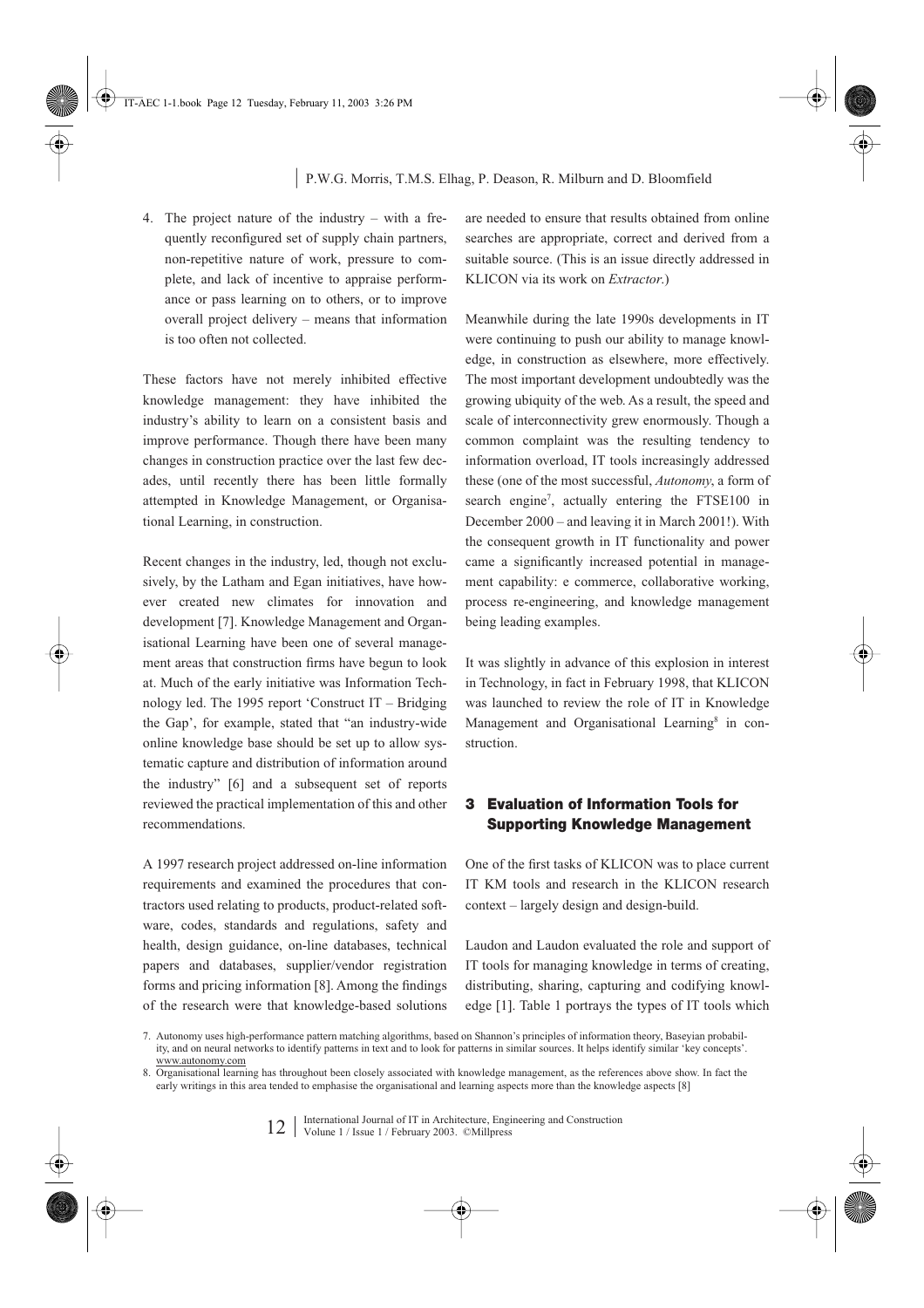4. The project nature of the industry – with a frequently reconfigured set of supply chain partners, non-repetitive nature of work, pressure to complete, and lack of incentive to appraise performance or pass learning on to others, or to improve overall project delivery – means that information is too often not collected.

These factors have not merely inhibited effective knowledge management: they have inhibited the industry's ability to learn on a consistent basis and improve performance. Though there have been many changes in construction practice over the last few decades, until recently there has been little formally attempted in Knowledge Management, or Organisational Learning, in construction.

Recent changes in the industry, led, though not exclusively, by the Latham and Egan initiatives, have however created new climates for innovation and development [7]. Knowledge Management and Organisational Learning have been one of several management areas that construction firms have begun to look at. Much of the early initiative was Information Technology led. The 1995 report 'Construct IT – Bridging the Gap', for example, stated that "an industry-wide online knowledge base should be set up to allow systematic capture and distribution of information around the industry" [6] and a subsequent set of reports reviewed the practical implementation of this and other recommendations.

A 1997 research project addressed on-line information requirements and examined the procedures that contractors used relating to products, product-related software, codes, standards and regulations, safety and health, design guidance, on-line databases, technical papers and databases, supplier/vendor registration forms and pricing information [8]. Among the findings of the research were that knowledge-based solutions are needed to ensure that results obtained from online searches are appropriate, correct and derived from a suitable source. (This is an issue directly addressed in KLICON via its work on *Extractor*.)

Meanwhile during the late 1990s developments in IT were continuing to push our ability to manage knowledge, in construction as elsewhere, more effectively. The most important development undoubtedly was the growing ubiquity of the web. As a result, the speed and scale of interconnectivity grew enormously. Though a common complaint was the resulting tendency to information overload, IT tools increasingly addressed these (one of the most successful, *Autonomy*, a form of search engine[7], actually entering the FTSE100 in December 2000 – and leaving it in March 2001!). With the consequent growth in IT functionality and power came a significantly increased potential in management capability: e commerce, collaborative working, process re-engineering, and knowledge management being leading examples.

It was slightly in advance of this explosion in interest in Technology, in fact in February 1998, that KLICON was launched to review the role of IT in Knowledge Management and Organisational Learning[8] in construction.

## 3 Evaluation of Information Tools for Supporting Knowledge Management

One of the first tasks of KLICON was to place current IT KM tools and research in the KLICON research context – largely design and design-build.

Laudon and Laudon evaluated the role and support of IT tools for managing knowledge in terms of creating, distributing, sharing, capturing and codifying knowledge [1]. Table 1 portrays the types of IT tools which

7. Autonomy uses high-performance pattern matching algorithms, based on Shannon's principles of information theory, Baseyian probability, and on neural networks to identify patterns in text and to look for patterns in similar sources. It helps identify similar 'key concepts'. www.autonomy.com

8. Organisational learning has throughout been closely associated with knowledge management, as the references above show. In fact the early writings in this area tended to emphasise the organisational and learning aspects more than the knowledge aspects [8]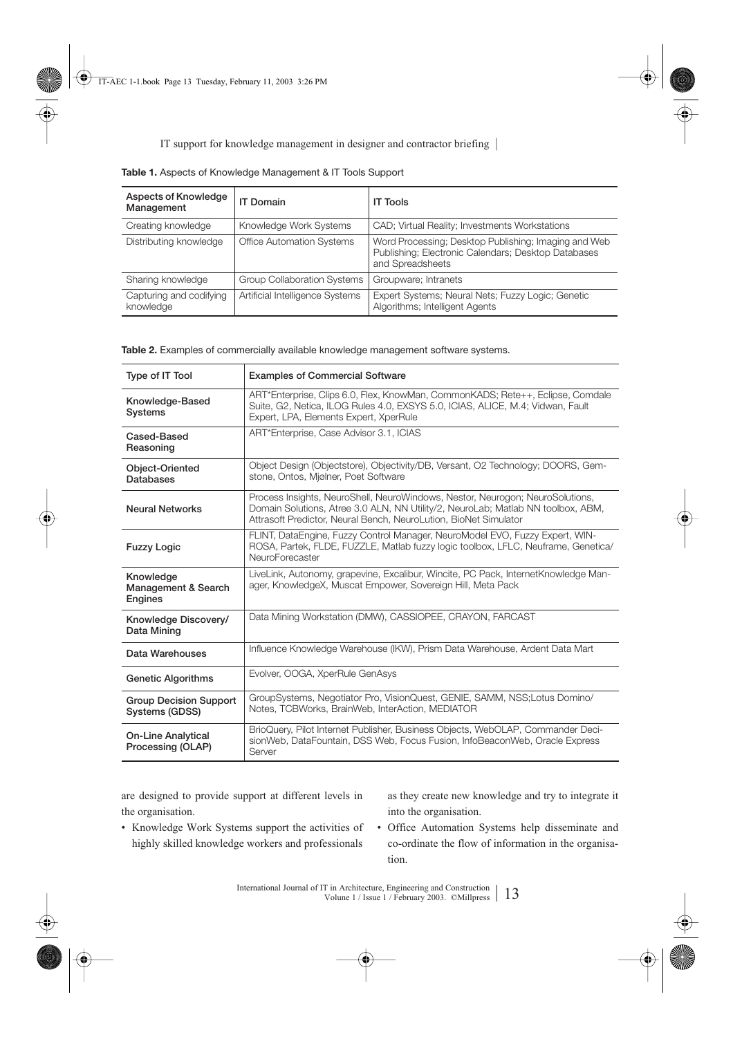**Table 1.** Aspects of Knowledge Management & IT Tools Support

| Aspects of Knowledge Management | IT Domain | IT Tools |
|---|---|---|
| Creating knowledge | Knowledge Work Systems | CAD; Virtual Reality; Investments Workstations |
| Distributing knowledge | Office Automation Systems | Word Processing; Desktop Publishing; Imaging and Web Publishing; Electronic Calendars; Desktop Databases and Spreadsheets |
| Sharing knowledge | Group Collaboration Systems | Groupware; Intranets |
| Capturing and codifying knowledge | Artificial Intelligence Systems | Expert Systems; Neural Nets; Fuzzy Logic; Genetic Algorithms; Intelligent Agents |

**Table 2.** Examples of commercially available knowledge management software systems.

| Type of IT Tool | Examples of Commercial Software |
|---|---|
| Knowledge-Based Systems | ART*Enterprise, Clips 6.0, Flex, KnowMan, CommonKADS; Rete++, Eclipse, Comdale Suite, G2, Netica, ILOG Rules 4.0, EXSYS 5.0, ICIAS, ALICE, M.4; Vidwan, Fault Expert, LPA, Elements Expert, XperRule |
| Cased-Based Reasoning | ART*Enterprise, Case Advisor 3.1, ICIAS |
| Object-Oriented Databases | Object Design (Objectstore), Objectivity/DB, Versant, O2 Technology; DOORS, Gemstone, Ontos, Mjølner, Poet Software |
| Neural Networks | Process Insights, NeuroShell, NeuroWindows, Nestor, Neurogon; NeuroSolutions, Domain Solutions, Atree 3.0 ALN, NN Utility/2, NeuroLab; Matlab NN toolbox, ABM, Attrasoft Predictor, Neural Bench, NeuroLution, BioNet Simulator |
| Fuzzy Logic | FLINT, DataEngine, Fuzzy Control Manager, NeuroModel EVO, Fuzzy Expert, WIN-ROSA, Partek, FLDE, FUZZLE, Matlab fuzzy logic toolbox, LFLC, Neuframe, Genetica/NeuroForecaster |
| Knowledge Management & Search Engines | LiveLink, Autonomy, grapevine, Excalibur, Wincite, PC Pack, InternetKnowledge Manager, KnowledgeX, Muscat Empower, Sovereign Hill, Meta Pack |
| Knowledge Discovery/ Data Mining | Data Mining Workstation (DMW), CASSIOPEE, CRAYON, FARCAST |
| Data Warehouses | Influence Knowledge Warehouse (IKW), Prism Data Warehouse, Ardent Data Mart |
| Genetic Algorithms | Evolver, OOGA, XperRule GenAsys |
| Group Decision Support Systems (GDSS) | GroupSystems, Negotiator Pro, VisionQuest, GENIE, SAMM, NSS;Lotus Domino/ Notes, TCBWorks, BrainWeb, InterAction, MEDIATOR |
| On-Line Analytical Processing (OLAP) | BrioQuery, Pilot Internet Publisher, Business Objects, WebOLAP, Commander DecisionWeb, DataFountain, DSS Web, Focus Fusion, InfoBeaconWeb, Oracle Express Server |

are designed to provide support at different levels in the organisation.

- Knowledge Work Systems support the activities of highly skilled knowledge workers and professionals as they create new knowledge and try to integrate it into the organisation.
- Office Automation Systems help disseminate and co-ordinate the flow of information in the organisation.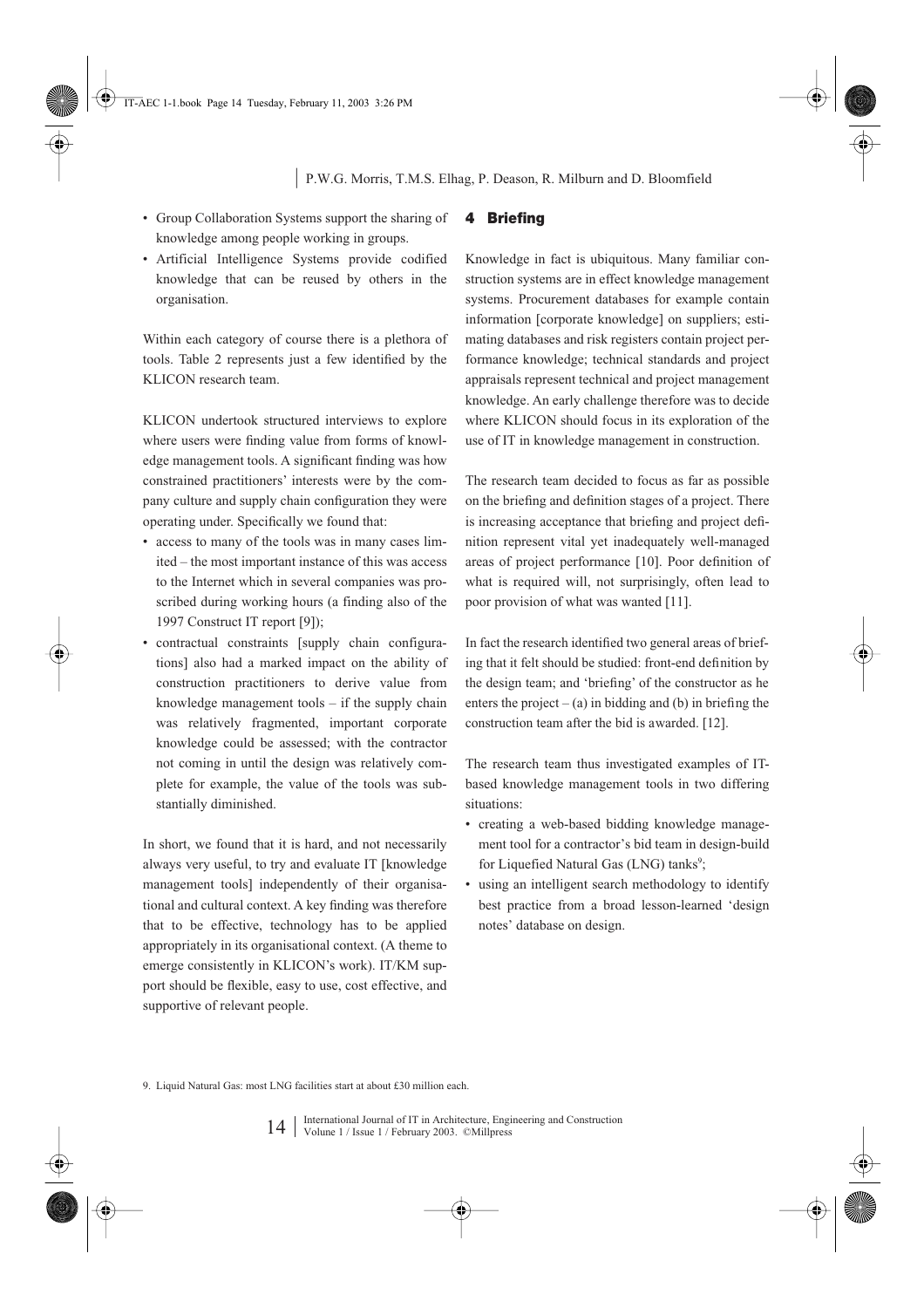- Group Collaboration Systems support the sharing of knowledge among people working in groups.
- Artificial Intelligence Systems provide codified knowledge that can be reused by others in the organisation.

Within each category of course there is a plethora of tools. Table 2 represents just a few identified by the KLICON research team.

KLICON undertook structured interviews to explore where users were finding value from forms of knowledge management tools. A significant finding was how constrained practitioners' interests were by the company culture and supply chain configuration they were operating under. Specifically we found that:

- access to many of the tools was in many cases limited – the most important instance of this was access to the Internet which in several companies was proscribed during working hours (a finding also of the 1997 Construct IT report [9]);
- contractual constraints [supply chain configurations] also had a marked impact on the ability of construction practitioners to derive value from knowledge management tools – if the supply chain was relatively fragmented, important corporate knowledge could be assessed; with the contractor not coming in until the design was relatively complete for example, the value of the tools was substantially diminished.

In short, we found that it is hard, and not necessarily always very useful, to try and evaluate IT [knowledge management tools] independently of their organisational and cultural context. A key finding was therefore that to be effective, technology has to be applied appropriately in its organisational context. (A theme to emerge consistently in KLICON's work). IT/KM support should be flexible, easy to use, cost effective, and supportive of relevant people.

## 4 Briefing

Knowledge in fact is ubiquitous. Many familiar construction systems are in effect knowledge management systems. Procurement databases for example contain information [corporate knowledge] on suppliers; estimating databases and risk registers contain project performance knowledge; technical standards and project appraisals represent technical and project management knowledge. An early challenge therefore was to decide where KLICON should focus in its exploration of the use of IT in knowledge management in construction.

The research team decided to focus as far as possible on the briefing and definition stages of a project. There is increasing acceptance that briefing and project definition represent vital yet inadequately well-managed areas of project performance [10]. Poor definition of what is required will, not surprisingly, often lead to poor provision of what was wanted [11].

In fact the research identified two general areas of briefing that it felt should be studied: front-end definition by the design team; and 'briefing' of the constructor as he enters the project – (a) in bidding and (b) in briefing the construction team after the bid is awarded. [12].

The research team thus investigated examples of IT-based knowledge management tools in two differing situations:

- creating a web-based bidding knowledge management tool for a contractor's bid team in design-build for Liquefied Natural Gas (LNG) tanks[9];
- using an intelligent search methodology to identify best practice from a broad lesson-learned 'design notes' database on design.

9. Liquid Natural Gas: most LNG facilities start at about £30 million each.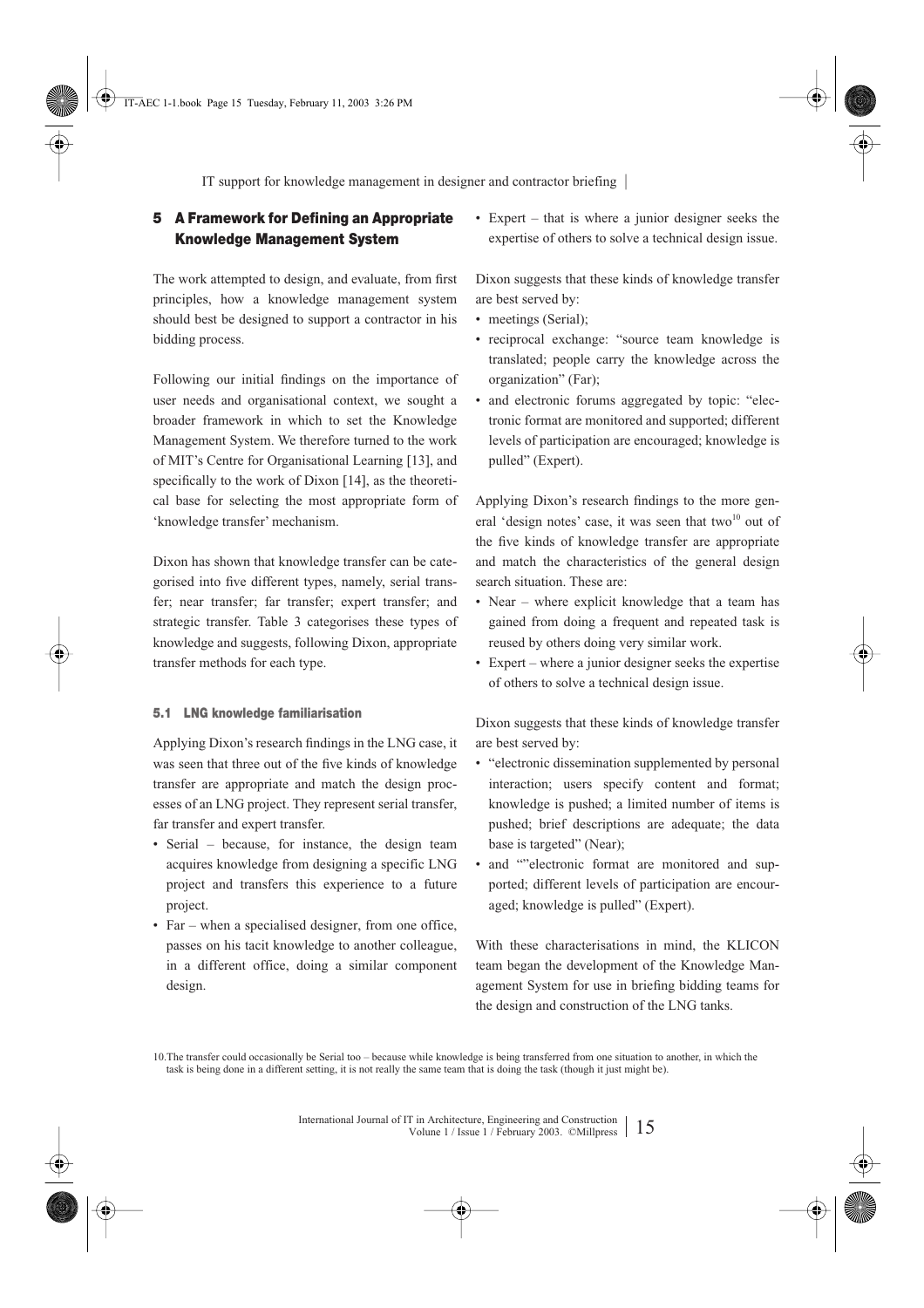## 5 A Framework for Defining an Appropriate Knowledge Management System

The work attempted to design, and evaluate, from first principles, how a knowledge management system should best be designed to support a contractor in his bidding process.

Following our initial findings on the importance of user needs and organisational context, we sought a broader framework in which to set the Knowledge Management System. We therefore turned to the work of MIT's Centre for Organisational Learning [13], and specifically to the work of Dixon [14], as the theoretical base for selecting the most appropriate form of 'knowledge transfer' mechanism.

Dixon has shown that knowledge transfer can be categorised into five different types, namely, serial transfer; near transfer; far transfer; expert transfer; and strategic transfer. Table 3 categorises these types of knowledge and suggests, following Dixon, appropriate transfer methods for each type.

### 5.1 LNG knowledge familiarisation

Applying Dixon's research findings in the LNG case, it was seen that three out of the five kinds of knowledge transfer are appropriate and match the design processes of an LNG project. They represent serial transfer, far transfer and expert transfer.

- Serial – because, for instance, the design team acquires knowledge from designing a specific LNG project and transfers this experience to a future project.
- Far – when a specialised designer, from one office, passes on his tacit knowledge to another colleague, in a different office, doing a similar component design.
- Expert – that is where a junior designer seeks the expertise of others to solve a technical design issue.

Dixon suggests that these kinds of knowledge transfer are best served by:

- meetings (Serial);
- reciprocal exchange: "source team knowledge is translated; people carry the knowledge across the organization" (Far);
- and electronic forums aggregated by topic: "electronic format are monitored and supported; different levels of participation are encouraged; knowledge is pulled" (Expert).

Applying Dixon's research findings to the more general 'design notes' case, it was seen that two[10] out of the five kinds of knowledge transfer are appropriate and match the characteristics of the general design search situation. These are:

- Near – where explicit knowledge that a team has gained from doing a frequent and repeated task is reused by others doing very similar work.
- Expert – where a junior designer seeks the expertise of others to solve a technical design issue.

Dixon suggests that these kinds of knowledge transfer are best served by:

- "electronic dissemination supplemented by personal interaction; users specify content and format; knowledge is pushed; a limited number of items is pushed; brief descriptions are adequate; the data base is targeted" (Near);
- and ""electronic format are monitored and supported; different levels of participation are encouraged; knowledge is pulled" (Expert).

With these characterisations in mind, the KLICON team began the development of the Knowledge Management System for use in briefing bidding teams for the design and construction of the LNG tanks.

10.The transfer could occasionally be Serial too – because while knowledge is being transferred from one situation to another, in which the task is being done in a different setting, it is not really the same team that is doing the task (though it just might be).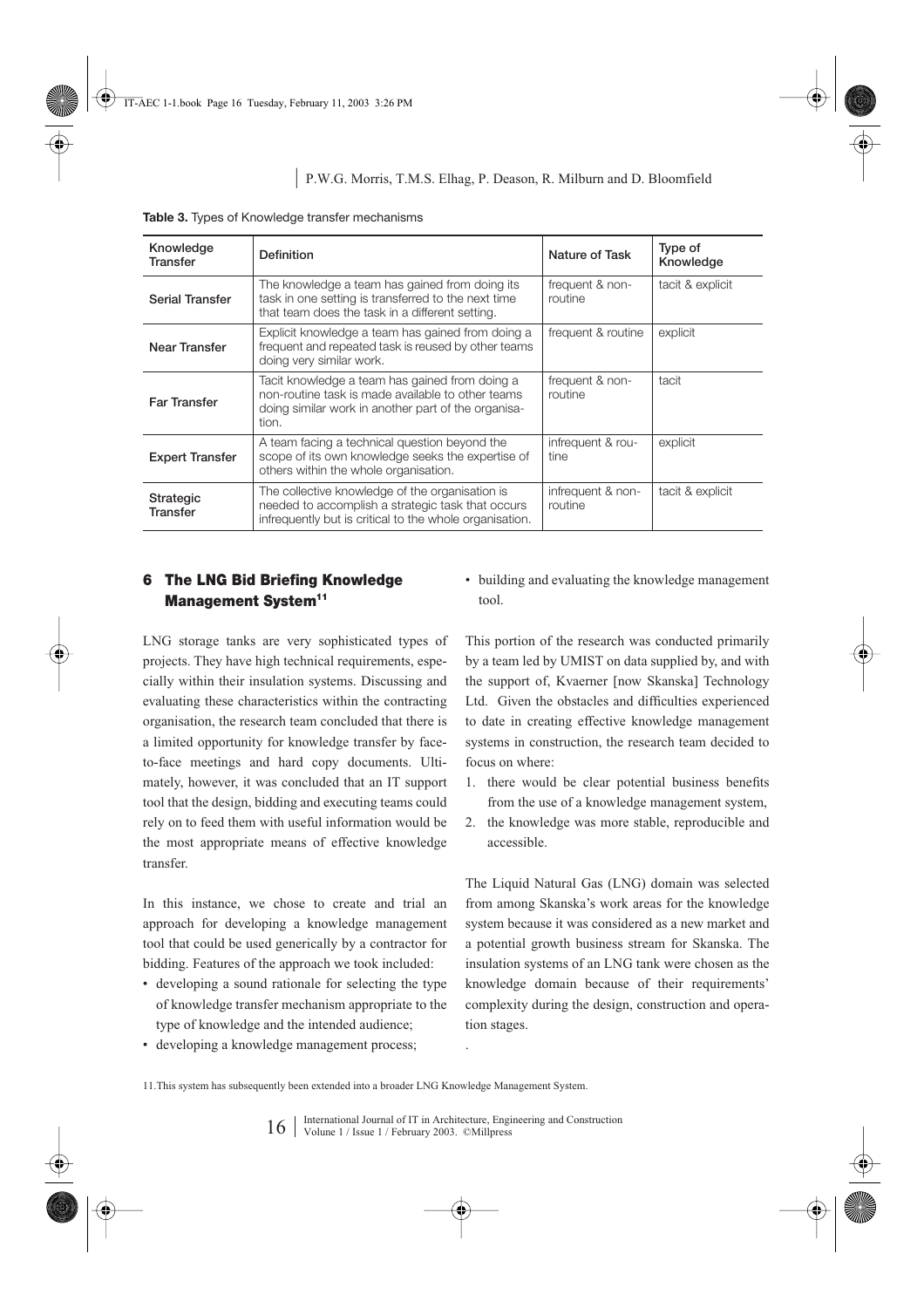**Table 3.** Types of Knowledge transfer mechanisms

| Knowledge Transfer | Definition | Nature of Task | Type of Knowledge |
|---|---|---|---|
| **Serial Transfer** | The knowledge a team has gained from doing its task in one setting is transferred to the next time that team does the task in a different setting. | frequent & non-routine | tacit & explicit |
| **Near Transfer** | Explicit knowledge a team has gained from doing a frequent and repeated task is reused by other teams doing very similar work. | frequent & routine | explicit |
| **Far Transfer** | Tacit knowledge a team has gained from doing a non-routine task is made available to other teams doing similar work in another part of the organisation. | frequent & non-routine | tacit |
| **Expert Transfer** | A team facing a technical question beyond the scope of its own knowledge seeks the expertise of others within the whole organisation. | infrequent & routine | explicit |
| **Strategic Transfer** | The collective knowledge of the organisation is needed to accomplish a strategic task that occurs infrequently but is critical to the whole organisation. | infrequent & non-routine | tacit & explicit |

## 6 The LNG Bid Briefing Knowledge Management System[11]

LNG storage tanks are very sophisticated types of projects. They have high technical requirements, especially within their insulation systems. Discussing and evaluating these characteristics within the contracting organisation, the research team concluded that there is a limited opportunity for knowledge transfer by face-to-face meetings and hard copy documents. Ultimately, however, it was concluded that an IT support tool that the design, bidding and executing teams could rely on to feed them with useful information would be the most appropriate means of effective knowledge transfer.

In this instance, we chose to create and trial an approach for developing a knowledge management tool that could be used generically by a contractor for bidding. Features of the approach we took included:

- developing a sound rationale for selecting the type of knowledge transfer mechanism appropriate to the type of knowledge and the intended audience;
- developing a knowledge management process;
- building and evaluating the knowledge management tool.

This portion of the research was conducted primarily by a team led by UMIST on data supplied by, and with the support of, Kvaerner [now Skanska] Technology Ltd. Given the obstacles and difficulties experienced to date in creating effective knowledge management systems in construction, the research team decided to focus on where:

1. there would be clear potential business benefits from the use of a knowledge management system,
2. the knowledge was more stable, reproducible and accessible.

The Liquid Natural Gas (LNG) domain was selected from among Skanska's work areas for the knowledge system because it was considered as a new market and a potential growth business stream for Skanska. The insulation systems of an LNG tank were chosen as the knowledge domain because of their requirements' complexity during the design, construction and operation stages.

11. This system has subsequently been extended into a broader LNG Knowledge Management System.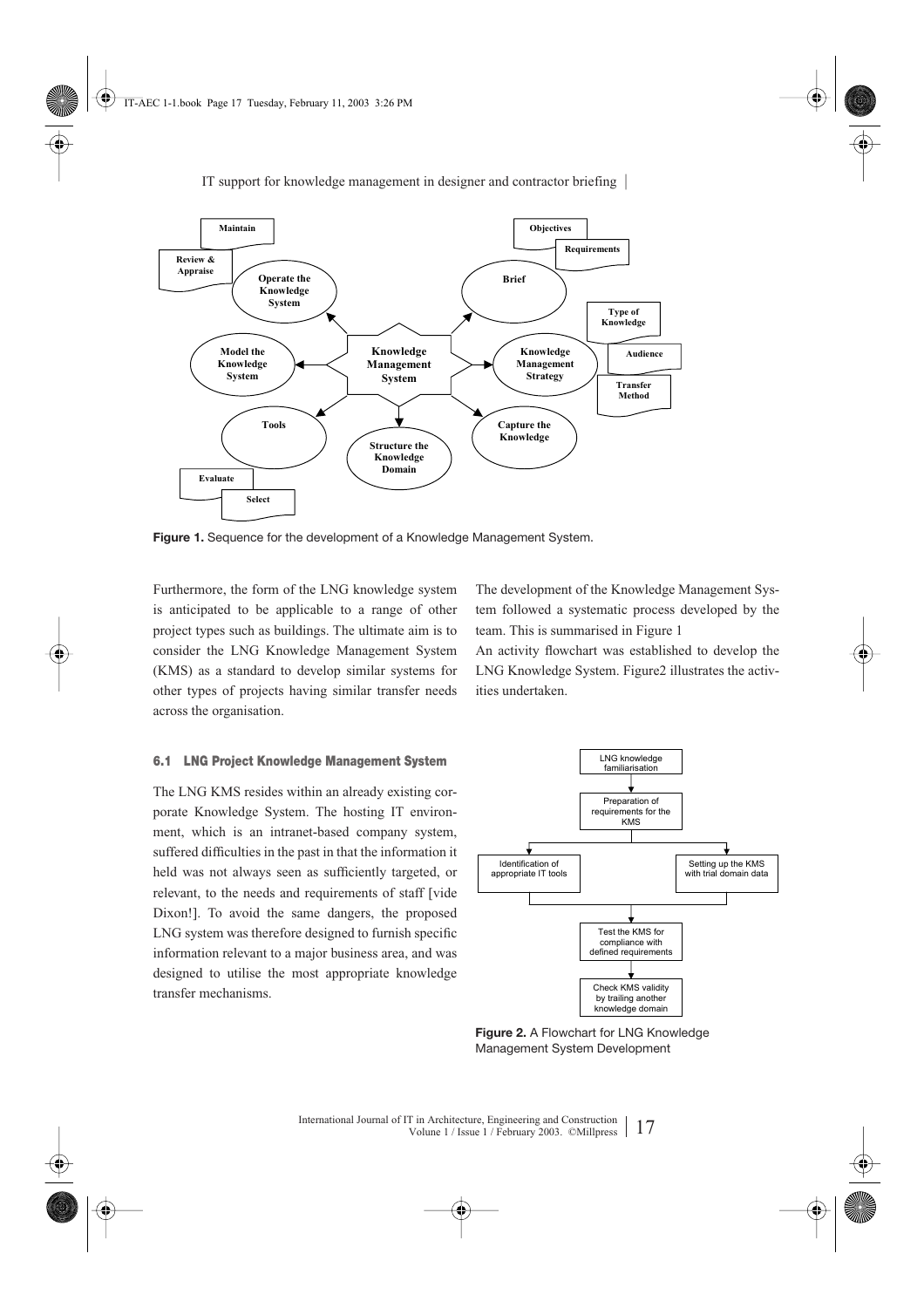Maintain

Review & Appraise

Operate the Knowledge System

Objectives

Requirements

Brief

Type of Knowledge

Audience

Transfer Method

Model the Knowledge System

Knowledge Management System

Knowledge Management Strategy

Tools

Structure the Knowledge Domain

Capture the Knowledge

Evaluate

Select

**Figure 1.** Sequence for the development of a Knowledge Management System.

Furthermore, the form of the LNG knowledge system is anticipated to be applicable to a range of other project types such as buildings. The ultimate aim is to consider the LNG Knowledge Management System (KMS) as a standard to develop similar systems for other types of projects having similar transfer needs across the organisation.

### 6.1 LNG Project Knowledge Management System

The LNG KMS resides within an already existing corporate Knowledge System. The hosting IT environment, which is an intranet-based company system, suffered difficulties in the past in that the information it held was not always seen as sufficiently targeted, or relevant, to the needs and requirements of staff [vide Dixon!]. To avoid the same dangers, the proposed LNG system was therefore designed to furnish specific information relevant to a major business area, and was designed to utilise the most appropriate knowledge transfer mechanisms.

The development of the Knowledge Management System followed a systematic process developed by the team. This is summarised in Figure 1

An activity flowchart was established to develop the LNG Knowledge System. Figure2 illustrates the activities undertaken.

LNG knowledge familiarisation

Preparation of requirements for the KMS

Identification of appropriate IT tools

Setting up the KMS with trial domain data

Test the KMS for compliance with defined requirements

Check KMS validity by trailing another knowledge domain

**Figure 2.** A Flowchart for LNG Knowledge Management System Development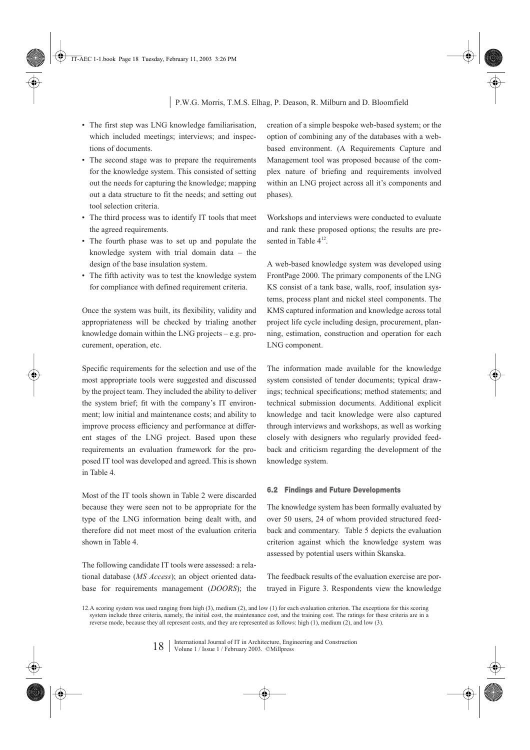- The first step was LNG knowledge familiarisation, which included meetings; interviews; and inspections of documents.
- The second stage was to prepare the requirements for the knowledge system. This consisted of setting out the needs for capturing the knowledge; mapping out a data structure to fit the needs; and setting out tool selection criteria.
- The third process was to identify IT tools that meet the agreed requirements.
- The fourth phase was to set up and populate the knowledge system with trial domain data – the design of the base insulation system.
- The fifth activity was to test the knowledge system for compliance with defined requirement criteria.

Once the system was built, its flexibility, validity and appropriateness will be checked by trialing another knowledge domain within the LNG projects – e.g. procurement, operation, etc.

Specific requirements for the selection and use of the most appropriate tools were suggested and discussed by the project team. They included the ability to deliver the system brief; fit with the company's IT environment; low initial and maintenance costs; and ability to improve process efficiency and performance at different stages of the LNG project. Based upon these requirements an evaluation framework for the proposed IT tool was developed and agreed. This is shown in Table 4.

Most of the IT tools shown in Table 2 were discarded because they were seen not to be appropriate for the type of the LNG information being dealt with, and therefore did not meet most of the evaluation criteria shown in Table 4.

The following candidate IT tools were assessed: a relational database (*MS Access*); an object oriented database for requirements management (*DOORS*); the creation of a simple bespoke web-based system; or the option of combining any of the databases with a web-based environment. (A Requirements Capture and Management tool was proposed because of the complex nature of briefing and requirements involved within an LNG project across all it's components and phases).

Workshops and interviews were conducted to evaluate and rank these proposed options; the results are presented in Table 4[12].

A web-based knowledge system was developed using FrontPage 2000. The primary components of the LNG KS consist of a tank base, walls, roof, insulation systems, process plant and nickel steel components. The KMS captured information and knowledge across total project life cycle including design, procurement, planning, estimation, construction and operation for each LNG component.

The information made available for the knowledge system consisted of tender documents; typical drawings; technical specifications; method statements; and technical submission documents. Additional explicit knowledge and tacit knowledge were also captured through interviews and workshops, as well as working closely with designers who regularly provided feedback and criticism regarding the development of the knowledge system.

### 6.2 Findings and Future Developments

The knowledge system has been formally evaluated by over 50 users, 24 of whom provided structured feedback and commentary. Table 5 depicts the evaluation criterion against which the knowledge system was assessed by potential users within Skanska.

The feedback results of the evaluation exercise are portrayed in Figure 3. Respondents view the knowledge

12. A scoring system was used ranging from high (3), medium (2), and low (1) for each evaluation criterion. The exceptions for this scoring system include three criteria, namely, the initial cost, the maintenance cost, and the training cost. The ratings for these criteria are in a reverse mode, because they all represent costs, and they are represented as follows: high (1), medium (2), and low (3).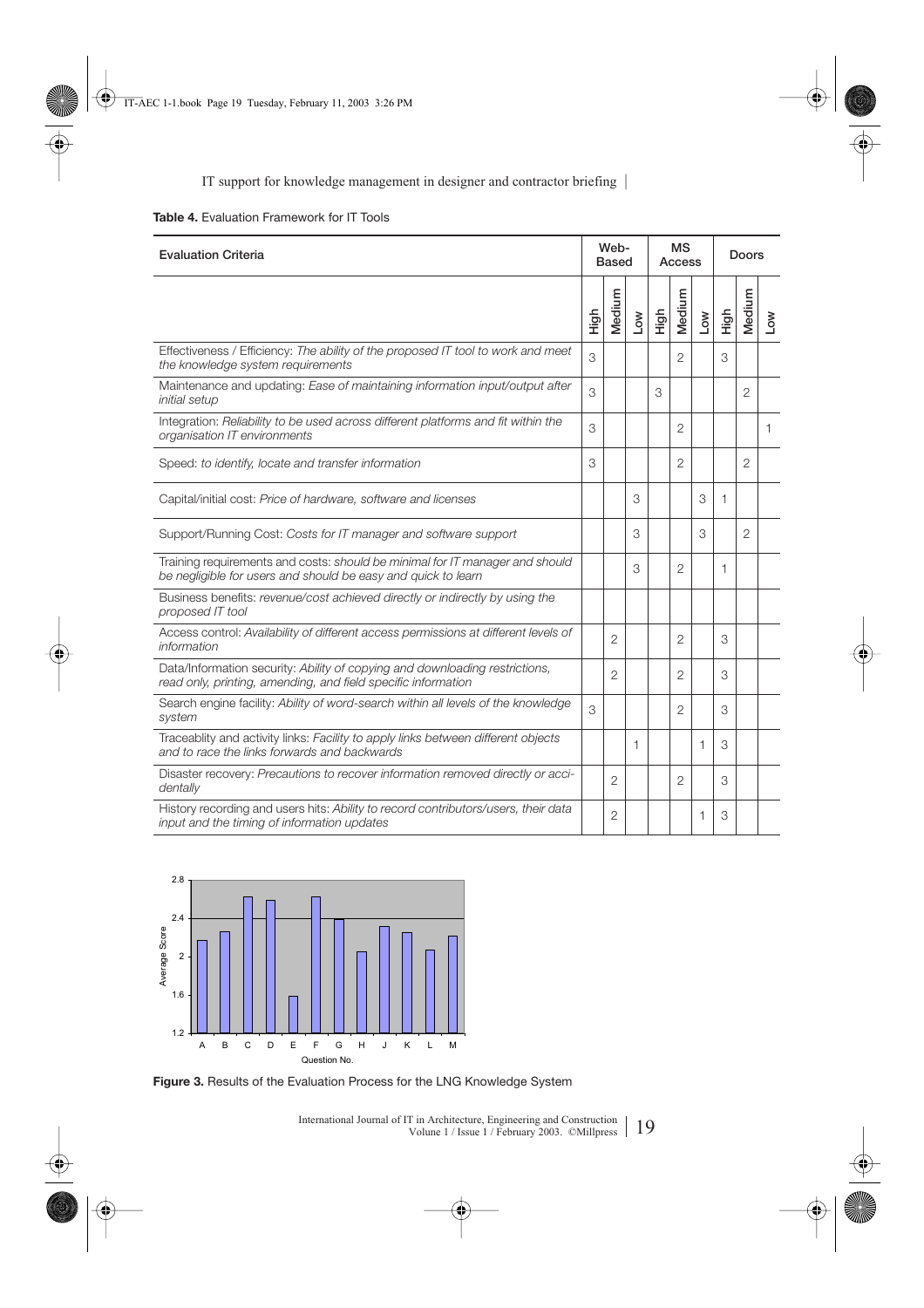**Table 4.** Evaluation Framework for IT Tools

| Evaluation Criteria | Web-Based | | | MS Access | | | Doors | | |
|---|---|---|---|---|---|---|---|---|---|
| | High | Medium | Low | High | Medium | Low | High | Medium | Low |
| Effectiveness / Efficiency: *The ability of the proposed IT tool to work and meet the knowledge system requirements* | 3 | | | | 2 | | 3 | | |
| Maintenance and updating: *Ease of maintaining information input/output after initial setup* | 3 | | | 3 | | | | 2 | |
| Integration: *Reliability to be used across different platforms and fit within the organisation IT environments* | 3 | | | | 2 | | | | 1 |
| Speed: *to identify, locate and transfer information* | 3 | | | | 2 | | | 2 | |
| Capital/initial cost: *Price of hardware, software and licenses* | | | 3 | | | 3 | 1 | | |
| Support/Running Cost: *Costs for IT manager and software support* | | | 3 | | | 3 | | 2 | |
| Training requirements and costs: *should be minimal for IT manager and should be negligible for users and should be easy and quick to learn* | | | 3 | | 2 | | 1 | | |
| Business benefits: *revenue/cost achieved directly or indirectly by using the proposed IT tool* | | | | | | | | | |
| Access control: *Availability of different access permissions at different levels of information* | | 2 | | | 2 | | 3 | | |
| Data/Information security: *Ability of copying and downloading restrictions, read only, printing, amending, and field specific information* | | 2 | | | 2 | | 3 | | |
| Search engine facility: *Ability of word-search within all levels of the knowledge system* | 3 | | | | 2 | | 3 | | |
| Traceablity and activity links: *Facility to apply links between different objects and to race the links forwards and backwards* | | | 1 | | | 1 | 3 | | |
| Disaster recovery: *Precautions to recover information removed directly or accidentally* | | 2 | | | 2 | | 3 | | |
| History recording and users hits: *Ability to record contributors/users, their data input and the timing of information updates* | | 2 | | | | 1 | 3 | | |

2.8
2.4
2
1.6
1.2
Average Score
A B C D E F G H J K L M
Question No.

**Figure 3.** Results of the Evaluation Process for the LNG Knowledge System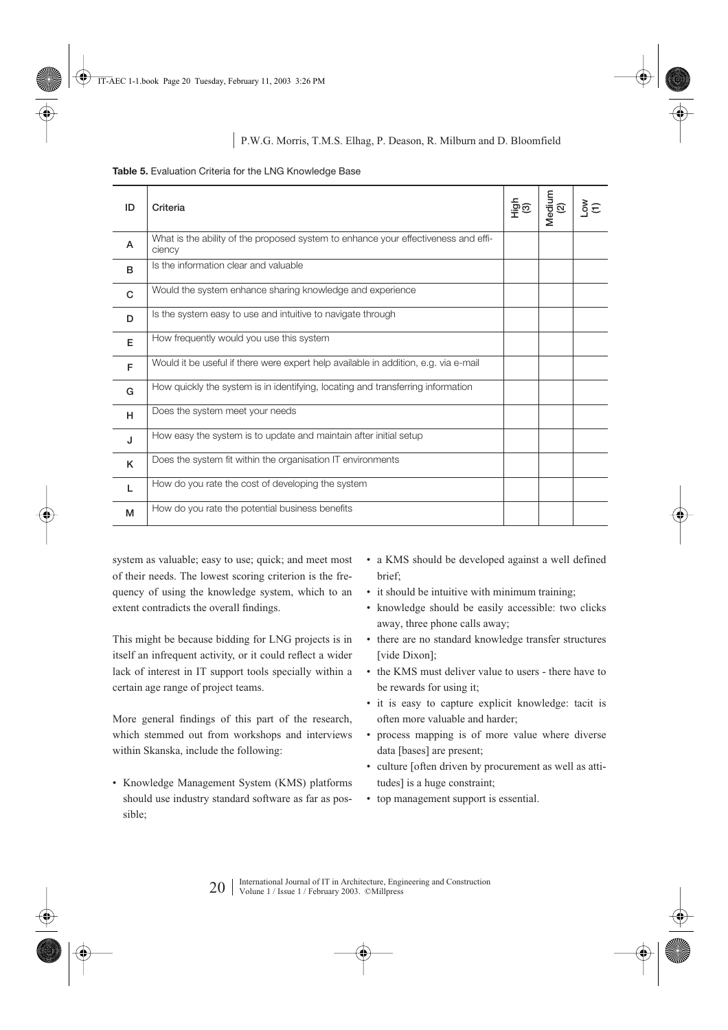**Table 5.** Evaluation Criteria for the LNG Knowledge Base

| ID | Criteria | High (3) | Medium (2) | Low (1) |
|---|---|---|---|---|
| A | What is the ability of the proposed system to enhance your effectiveness and efficiency | | | |
| B | Is the information clear and valuable | | | |
| C | Would the system enhance sharing knowledge and experience | | | |
| D | Is the system easy to use and intuitive to navigate through | | | |
| E | How frequently would you use this system | | | |
| F | Would it be useful if there were expert help available in addition, e.g. via e-mail | | | |
| G | How quickly the system is in identifying, locating and transferring information | | | |
| H | Does the system meet your needs | | | |
| J | How easy the system is to update and maintain after initial setup | | | |
| K | Does the system fit within the organisation IT environments | | | |
| L | How do you rate the cost of developing the system | | | |
| M | How do you rate the potential business benefits | | | |

system as valuable; easy to use; quick; and meet most of their needs. The lowest scoring criterion is the frequency of using the knowledge system, which to an extent contradicts the overall findings.

This might be because bidding for LNG projects is in itself an infrequent activity, or it could reflect a wider lack of interest in IT support tools specially within a certain age range of project teams.

More general findings of this part of the research, which stemmed out from workshops and interviews within Skanska, include the following:

- Knowledge Management System (KMS) platforms should use industry standard software as far as possible;
- a KMS should be developed against a well defined brief;
- it should be intuitive with minimum training;
- knowledge should be easily accessible: two clicks away, three phone calls away;
- there are no standard knowledge transfer structures [vide Dixon];
- the KMS must deliver value to users - there have to be rewards for using it;
- it is easy to capture explicit knowledge: tacit is often more valuable and harder;
- process mapping is of more value where diverse data [bases] are present;
- culture [often driven by procurement as well as attitudes] is a huge constraint;
- top management support is essential.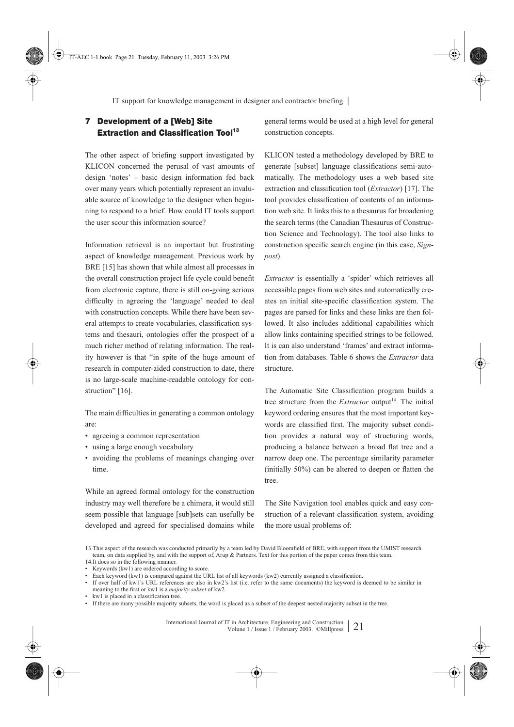## 7 Development of a [Web] Site Extraction and Classification Tool[13]

The other aspect of briefing support investigated by KLICON concerned the perusal of vast amounts of design 'notes' – basic design information fed back over many years which potentially represent an invaluable source of knowledge to the designer when beginning to respond to a brief. How could IT tools support the user scour this information source?

Information retrieval is an important but frustrating aspect of knowledge management. Previous work by BRE [15] has shown that while almost all processes in the overall construction project life cycle could benefit from electronic capture, there is still on-going serious difficulty in agreeing the 'language' needed to deal with construction concepts. While there have been several attempts to create vocabularies, classification systems and thesauri, ontologies offer the prospect of a much richer method of relating information. The reality however is that "in spite of the huge amount of research in computer-aided construction to date, there is no large-scale machine-readable ontology for construction" [16].

The main difficulties in generating a common ontology are:

- agreeing a common representation
- using a large enough vocabulary
- avoiding the problems of meanings changing over time.

While an agreed formal ontology for the construction industry may well therefore be a chimera, it would still seem possible that language [sub]sets can usefully be developed and agreed for specialised domains while general terms would be used at a high level for general construction concepts.

KLICON tested a methodology developed by BRE to generate [subset] language classifications semi-automatically. The methodology uses a web based site extraction and classification tool (*Extractor*) [17]. The tool provides classification of contents of an information web site. It links this to a thesaurus for broadening the search terms (the Canadian Thesaurus of Construction Science and Technology). The tool also links to construction specific search engine (in this case, *Signpost*).

*Extractor* is essentially a 'spider' which retrieves all accessible pages from web sites and automatically creates an initial site-specific classification system. The pages are parsed for links and these links are then followed. It also includes additional capabilities which allow links containing specified strings to be followed. It is can also understand 'frames' and extract information from databases. Table 6 shows the *Extractor* data structure.

The Automatic Site Classification program builds a tree structure from the *Extractor* output[14]. The initial keyword ordering ensures that the most important keywords are classified first. The majority subset condition provides a natural way of structuring words, producing a balance between a broad flat tree and a narrow deep one. The percentage similarity parameter (initially 50%) can be altered to deepen or flatten the tree.

The Site Navigation tool enables quick and easy construction of a relevant classification system, avoiding the more usual problems of:

13.This aspect of the research was conducted primarily by a team led by David Bloomfield of BRE, with support from the UMIST research team, on data supplied by, and with the support of, Arup & Partners. Text for this portion of the paper comes from this team.

14.It does so in the following manner.

- Keywords (kw1) are ordered according to score.
- Each keyword (kw1) is compared against the URL list of all keywords (kw2) currently assigned a classification.
- If over half of kw1's URL references are also in kw2's list (i.e. refer to the same documents) the keyword is deemed to be similar in meaning to the first or kw1 is a *majority subset* of kw2.
- kw1 is placed in a classification tree.
- If there are many possible majority subsets, the word is placed as a subset of the deepest nested majority subset in the tree.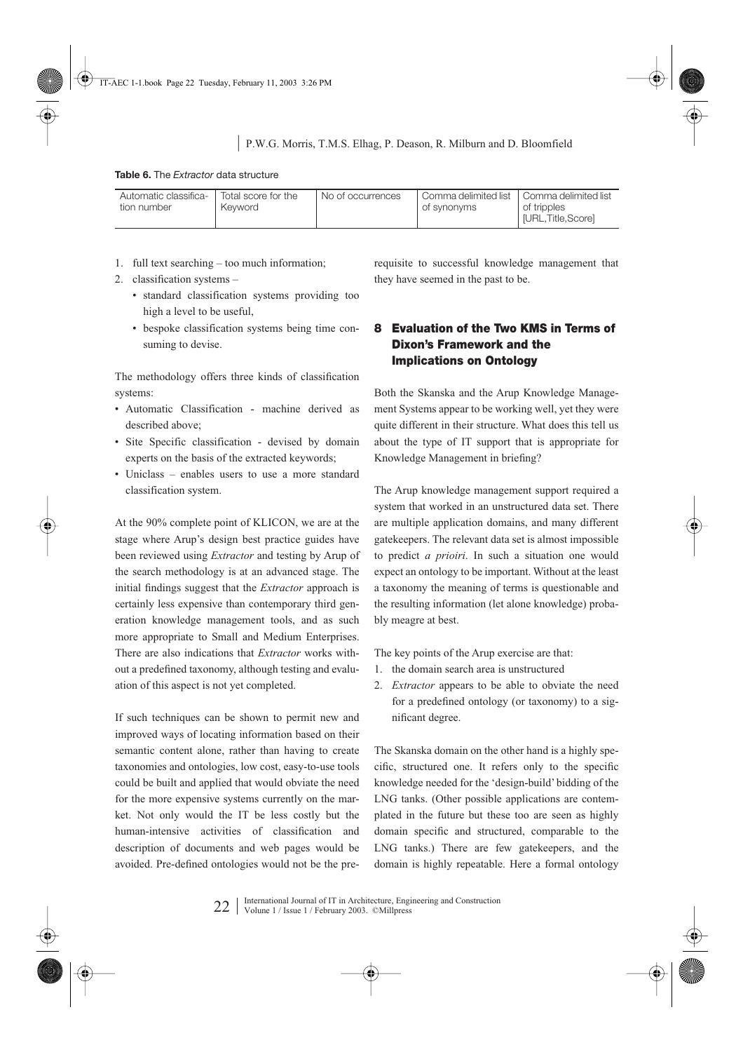**Table 6.** The *Extractor* data structure

| Automatic classification number | Total score for the Keyword | No of occurrences | Comma delimited list of synonyms | Comma delimited list of tripples [URL,Title,Score] |
|---|---|---|---|---|

1. full text searching – too much information;
2. classification systems –
   - standard classification systems providing too high a level to be useful,
   - bespoke classification systems being time consuming to devise.

The methodology offers three kinds of classification systems:

- Automatic Classification - machine derived as described above;
- Site Specific classification - devised by domain experts on the basis of the extracted keywords;
- Uniclass – enables users to use a more standard classification system.

At the 90% complete point of KLICON, we are at the stage where Arup's design best practice guides have been reviewed using *Extractor* and testing by Arup of the search methodology is at an advanced stage. The initial findings suggest that the *Extractor* approach is certainly less expensive than contemporary third generation knowledge management tools, and as such more appropriate to Small and Medium Enterprises. There are also indications that *Extractor* works without a predefined taxonomy, although testing and evaluation of this aspect is not yet completed.

If such techniques can be shown to permit new and improved ways of locating information based on their semantic content alone, rather than having to create taxonomies and ontologies, low cost, easy-to-use tools could be built and applied that would obviate the need for the more expensive systems currently on the market. Not only would the IT be less costly but the human-intensive activities of classification and description of documents and web pages would be avoided. Pre-defined ontologies would not be the prerequisite to successful knowledge management that they have seemed in the past to be.

## 8 Evaluation of the Two KMS in Terms of Dixon's Framework and the Implications on Ontology

Both the Skanska and the Arup Knowledge Management Systems appear to be working well, yet they were quite different in their structure. What does this tell us about the type of IT support that is appropriate for Knowledge Management in briefing?

The Arup knowledge management support required a system that worked in an unstructured data set. There are multiple application domains, and many different gatekeepers. The relevant data set is almost impossible to predict *a prioiri*. In such a situation one would expect an ontology to be important. Without at the least a taxonomy the meaning of terms is questionable and the resulting information (let alone knowledge) probably meagre at best.

The key points of the Arup exercise are that:

1. the domain search area is unstructured
2. *Extractor* appears to be able to obviate the need for a predefined ontology (or taxonomy) to a significant degree.

The Skanska domain on the other hand is a highly specific, structured one. It refers only to the specific knowledge needed for the 'design-build' bidding of the LNG tanks. (Other possible applications are contemplated in the future but these too are seen as highly domain specific and structured, comparable to the LNG tanks.) There are few gatekeepers, and the domain is highly repeatable. Here a formal ontology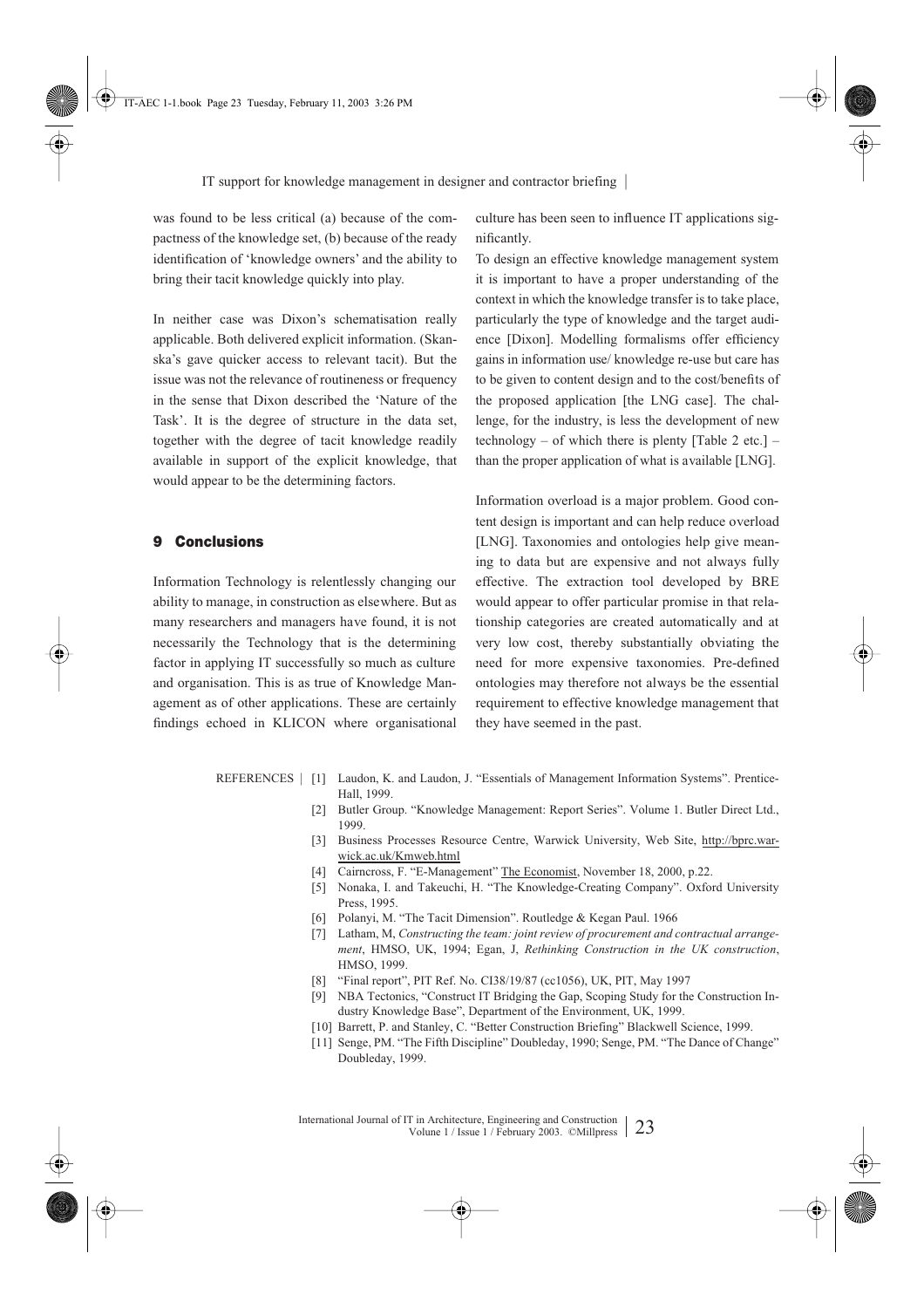was found to be less critical (a) because of the compactness of the knowledge set, (b) because of the ready identification of 'knowledge owners' and the ability to bring their tacit knowledge quickly into play.

In neither case was Dixon's schematisation really applicable. Both delivered explicit information. (Skanska's gave quicker access to relevant tacit). But the issue was not the relevance of routineness or frequency in the sense that Dixon described the 'Nature of the Task'. It is the degree of structure in the data set, together with the degree of tacit knowledge readily available in support of the explicit knowledge, that would appear to be the determining factors.

## 9 Conclusions

Information Technology is relentlessly changing our ability to manage, in construction as elsewhere. But as many researchers and managers have found, it is not necessarily the Technology that is the determining factor in applying IT successfully so much as culture and organisation. This is as true of Knowledge Management as of other applications. These are certainly findings echoed in KLICON where organisational culture has been seen to influence IT applications significantly.

To design an effective knowledge management system it is important to have a proper understanding of the context in which the knowledge transfer is to take place, particularly the type of knowledge and the target audience [Dixon]. Modelling formalisms offer efficiency gains in information use/ knowledge re-use but care has to be given to content design and to the cost/benefits of the proposed application [the LNG case]. The challenge, for the industry, is less the development of new technology – of which there is plenty [Table 2 etc.] – than the proper application of what is available [LNG].

Information overload is a major problem. Good content design is important and can help reduce overload [LNG]. Taxonomies and ontologies help give meaning to data but are expensive and not always fully effective. The extraction tool developed by BRE would appear to offer particular promise in that relationship categories are created automatically and at very low cost, thereby substantially obviating the need for more expensive taxonomies. Pre-defined ontologies may therefore not always be the essential requirement to effective knowledge management that they have seemed in the past.

## REFERENCES

[1] Laudon, K. and Laudon, J. "Essentials of Management Information Systems". Prentice-Hall, 1999.

[2] Butler Group. "Knowledge Management: Report Series". Volume 1. Butler Direct Ltd., 1999.

[3] Business Processes Resource Centre, Warwick University, Web Site, http://bprc.warwick.ac.uk/Kmweb.html

[4] Cairncross, F. "E-Management" The Economist, November 18, 2000, p.22.

[5] Nonaka, I. and Takeuchi, H. "The Knowledge-Creating Company". Oxford University Press, 1995.

[6] Polanyi, M. "The Tacit Dimension". Routledge & Kegan Paul. 1966

[7] Latham, M, *Constructing the team: joint review of procurement and contractual arrangement*, HMSO, UK, 1994; Egan, J, *Rethinking Construction in the UK construction*, HMSO, 1999.

[8] "Final report", PIT Ref. No. CI38/19/87 (cc1056), UK, PIT, May 1997

[9] NBA Tectonics, "Construct IT Bridging the Gap, Scoping Study for the Construction Industry Knowledge Base", Department of the Environment, UK, 1999.

[10] Barrett, P. and Stanley, C. "Better Construction Briefing" Blackwell Science, 1999.

[11] Senge, PM. "The Fifth Discipline" Doubleday, 1990; Senge, PM. "The Dance of Change" Doubleday, 1999.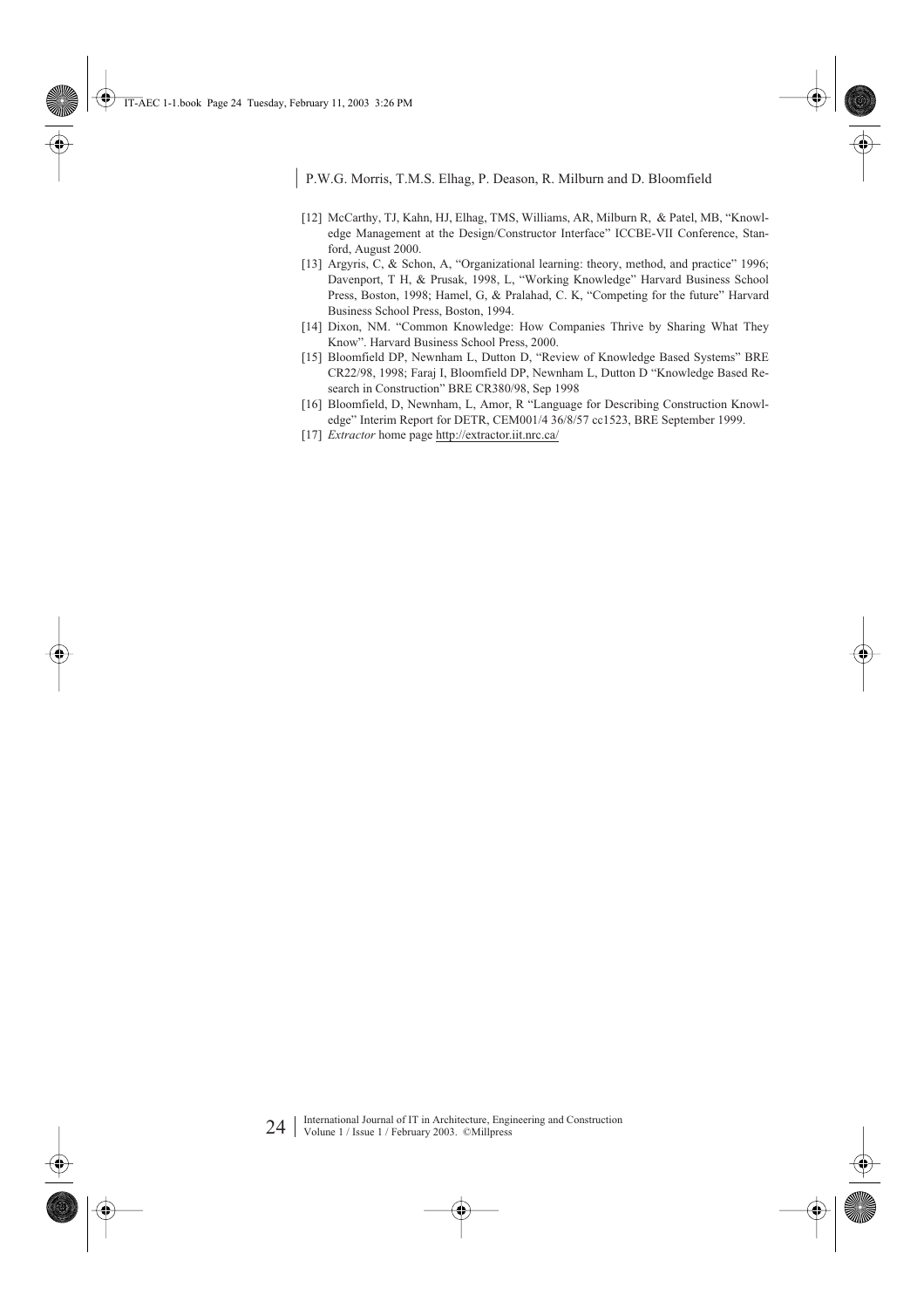[12] McCarthy, TJ, Kahn, HJ, Elhag, TMS, Williams, AR, Milburn R, & Patel, MB, "Knowledge Management at the Design/Constructor Interface" ICCBE-VII Conference, Stanford, August 2000.

[13] Argyris, C, & Schon, A, "Organizational learning: theory, method, and practice" 1996; Davenport, T H, & Prusak, 1998, L, "Working Knowledge" Harvard Business School Press, Boston, 1998; Hamel, G, & Pralahad, C. K, "Competing for the future" Harvard Business School Press, Boston, 1994.

[14] Dixon, NM. "Common Knowledge: How Companies Thrive by Sharing What They Know". Harvard Business School Press, 2000.

[15] Bloomfield DP, Newnham L, Dutton D, "Review of Knowledge Based Systems" BRE CR22/98, 1998; Faraj I, Bloomfield DP, Newnham L, Dutton D "Knowledge Based Research in Construction" BRE CR380/98, Sep 1998

[16] Bloomfield, D, Newnham, L, Amor, R "Language for Describing Construction Knowledge" Interim Report for DETR, CEM001/4 36/8/57 cc1523, BRE September 1999.

[17] *Extractor* home page http://extractor.iit.nrc.ca/